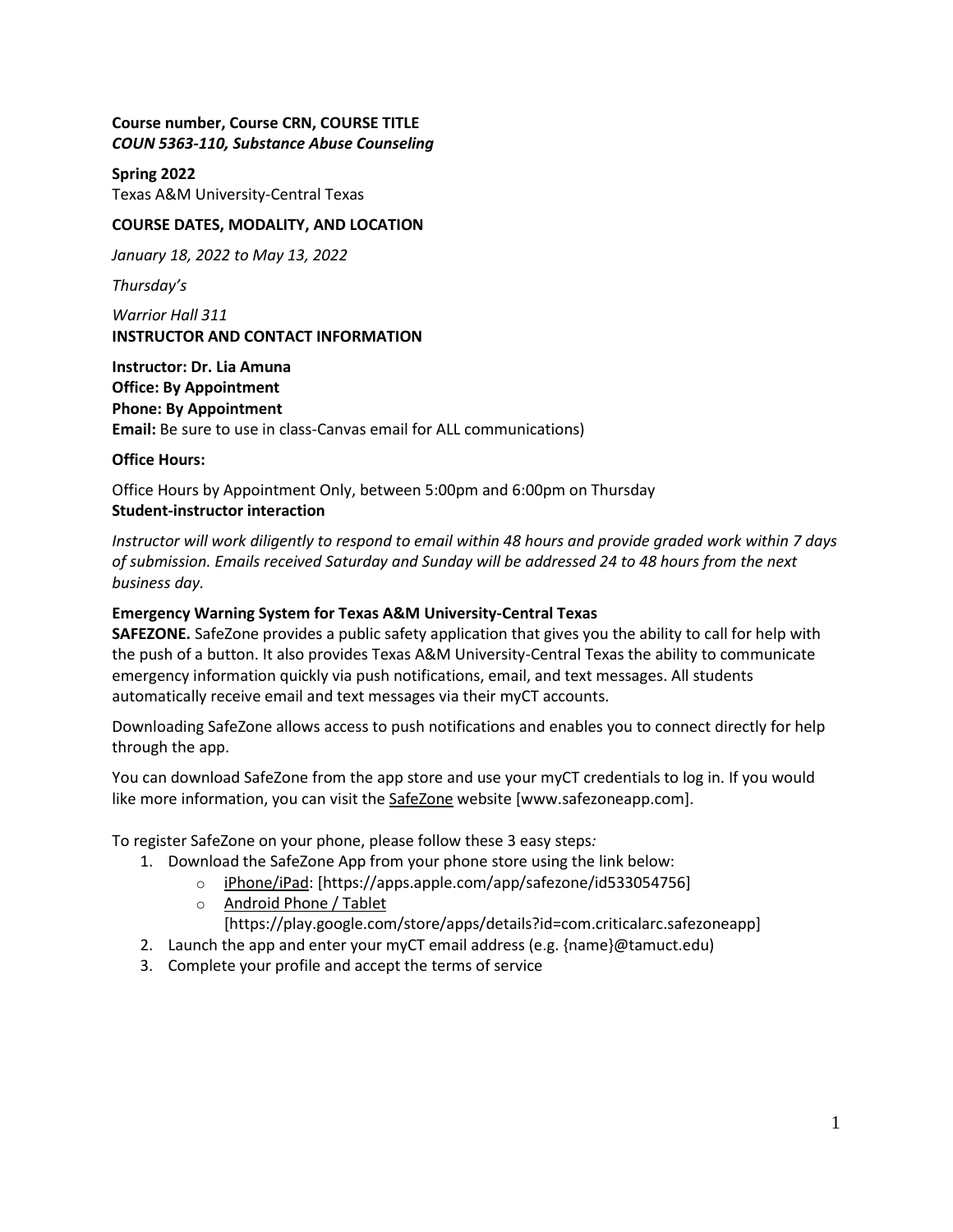**Course number, Course CRN, COURSE TITLE**
***COUN 5363-110, Substance Abuse Counseling***

**Spring 2022**
Texas A&M University-Central Texas

**COURSE DATES, MODALITY, AND LOCATION**

*January 18, 2022 to May 13, 2022*

*Thursday's*

*Warrior Hall 311*

**INSTRUCTOR AND CONTACT INFORMATION**

**Instructor: Dr. Lia Amuna**
**Office: By Appointment**
**Phone: By Appointment**
**Email:** Be sure to use in class-Canvas email for ALL communications)

**Office Hours:**

Office Hours by Appointment Only, between 5:00pm and 6:00pm on Thursday

**Student-instructor interaction**

*Instructor will work diligently to respond to email within 48 hours and provide graded work within 7 days of submission. Emails received Saturday and Sunday will be addressed 24 to 48 hours from the next business day.*

**Emergency Warning System for Texas A&M University-Central Texas**

**SAFEZONE.** SafeZone provides a public safety application that gives you the ability to call for help with the push of a button. It also provides Texas A&M University-Central Texas the ability to communicate emergency information quickly via push notifications, email, and text messages. All students automatically receive email and text messages via their myCT accounts.

Downloading SafeZone allows access to push notifications and enables you to connect directly for help through the app.

You can download SafeZone from the app store and use your myCT credentials to log in. If you would like more information, you can visit the SafeZone website [www.safezoneapp.com].

To register SafeZone on your phone, please follow these 3 easy steps*:*

1. Download the SafeZone App from your phone store using the link below:
   - iPhone/iPad: [https://apps.apple.com/app/safezone/id533054756]
   - Android Phone / Tablet [https://play.google.com/store/apps/details?id=com.criticalarc.safezoneapp]
2. Launch the app and enter your myCT email address (e.g. {name}@tamuct.edu)
3. Complete your profile and accept the terms of service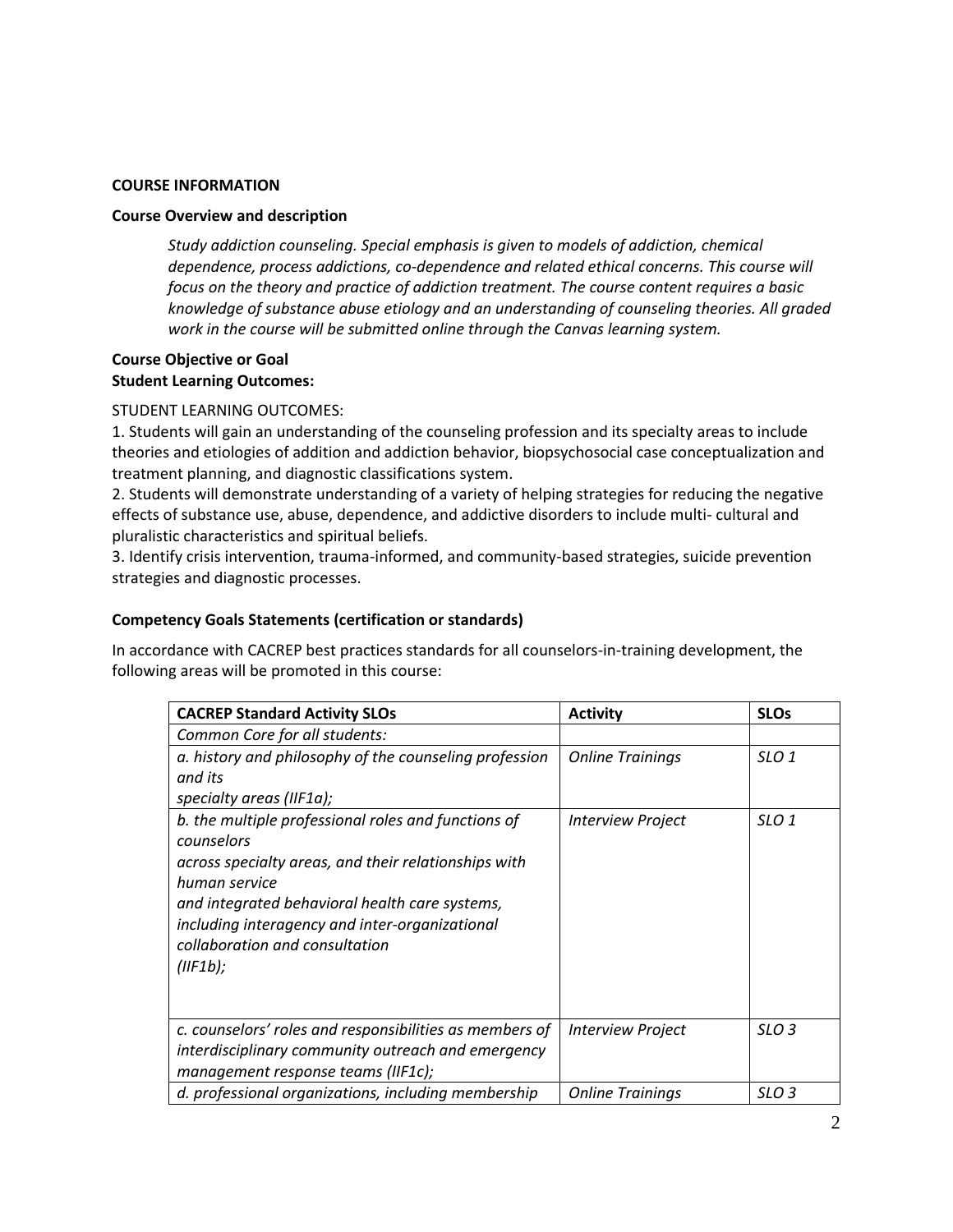**COURSE INFORMATION**

**Course Overview and description**

> *Study addiction counseling. Special emphasis is given to models of addiction, chemical dependence, process addictions, co-dependence and related ethical concerns. This course will focus on the theory and practice of addiction treatment. The course content requires a basic knowledge of substance abuse etiology and an understanding of counseling theories. All graded work in the course will be submitted online through the Canvas learning system.*

**Course Objective or Goal**
**Student Learning Outcomes:**

STUDENT LEARNING OUTCOMES:

1. Students will gain an understanding of the counseling profession and its specialty areas to include theories and etiologies of addition and addiction behavior, biopsychosocial case conceptualization and treatment planning, and diagnostic classifications system.
2. Students will demonstrate understanding of a variety of helping strategies for reducing the negative effects of substance use, abuse, dependence, and addictive disorders to include multi- cultural and pluralistic characteristics and spiritual beliefs.
3. Identify crisis intervention, trauma-informed, and community-based strategies, suicide prevention strategies and diagnostic processes.

**Competency Goals Statements (certification or standards)**

In accordance with CACREP best practices standards for all counselors-in-training development, the following areas will be promoted in this course:

| **CACREP Standard Activity SLOs** | **Activity** | **SLOs** |
|---|---|---|
| *Common Core for all students:* | | |
| *a. history and philosophy of the counseling profession and its specialty areas (IIF1a);* | *Online Trainings* | *SLO 1* |
| *b. the multiple professional roles and functions of counselors across specialty areas, and their relationships with human service and integrated behavioral health care systems, including interagency and inter-organizational collaboration and consultation (IIF1b);* | *Interview Project* | *SLO 1* |
| *c. counselors' roles and responsibilities as members of interdisciplinary community outreach and emergency management response teams (IIF1c);* | *Interview Project* | *SLO 3* |
| *d. professional organizations, including membership* | *Online Trainings* | *SLO 3* |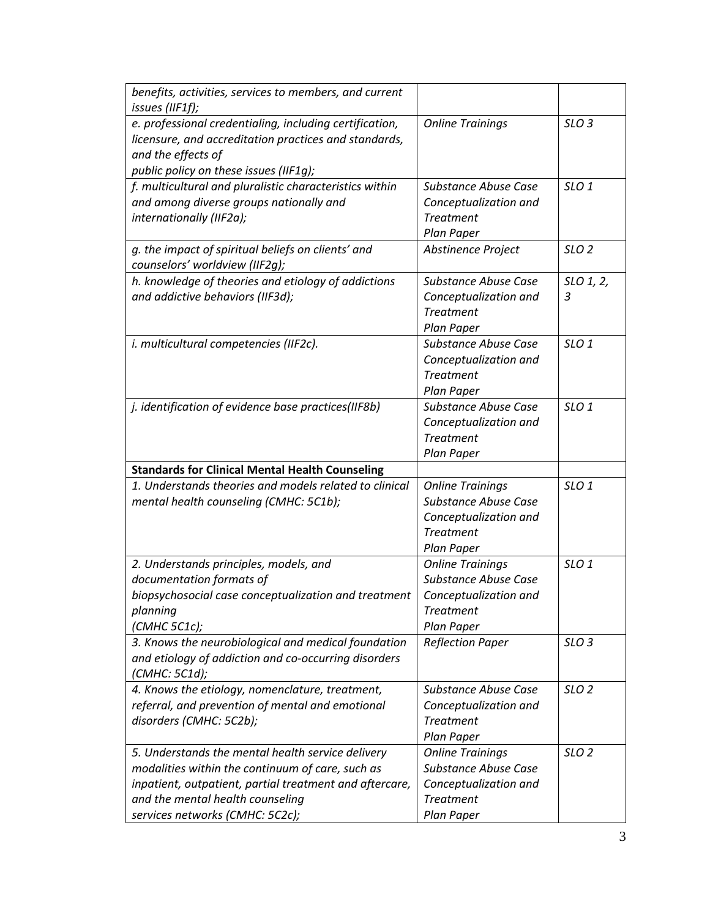| | | |
|---|---|---|
| *benefits, activities, services to members, and current issues (IIF1f);* | | |
| *e. professional credentialing, including certification, licensure, and accreditation practices and standards, and the effects of public policy on these issues (IIF1g);* | *Online Trainings* | *SLO 3* |
| *f. multicultural and pluralistic characteristics within and among diverse groups nationally and internationally (IIF2a);* | *Substance Abuse Case Conceptualization and Treatment Plan Paper* | *SLO 1* |
| *g. the impact of spiritual beliefs on clients' and counselors' worldview (IIF2g);* | *Abstinence Project* | *SLO 2* |
| *h. knowledge of theories and etiology of addictions and addictive behaviors (IIF3d);* | *Substance Abuse Case Conceptualization and Treatment Plan Paper* | *SLO 1, 2, 3* |
| *i. multicultural competencies (IIF2c).* | *Substance Abuse Case Conceptualization and Treatment Plan Paper* | *SLO 1* |
| *j. identification of evidence base practices(IIF8b)* | *Substance Abuse Case Conceptualization and Treatment Plan Paper* | *SLO 1* |
| **Standards for Clinical Mental Health Counseling** | | |
| *1. Understands theories and models related to clinical mental health counseling (CMHC: 5C1b);* | *Online Trainings Substance Abuse Case Conceptualization and Treatment Plan Paper* | *SLO 1* |
| *2. Understands principles, models, and documentation formats of biopsychosocial case conceptualization and treatment planning (CMHC 5C1c);* | *Online Trainings Substance Abuse Case Conceptualization and Treatment Plan Paper* | *SLO 1* |
| *3. Knows the neurobiological and medical foundation and etiology of addiction and co-occurring disorders (CMHC: 5C1d);* | *Reflection Paper* | *SLO 3* |
| *4. Knows the etiology, nomenclature, treatment, referral, and prevention of mental and emotional disorders (CMHC: 5C2b);* | *Substance Abuse Case Conceptualization and Treatment Plan Paper* | *SLO 2* |
| *5. Understands the mental health service delivery modalities within the continuum of care, such as inpatient, outpatient, partial treatment and aftercare, and the mental health counseling services networks (CMHC: 5C2c);* | *Online Trainings Substance Abuse Case Conceptualization and Treatment Plan Paper* | *SLO 2* |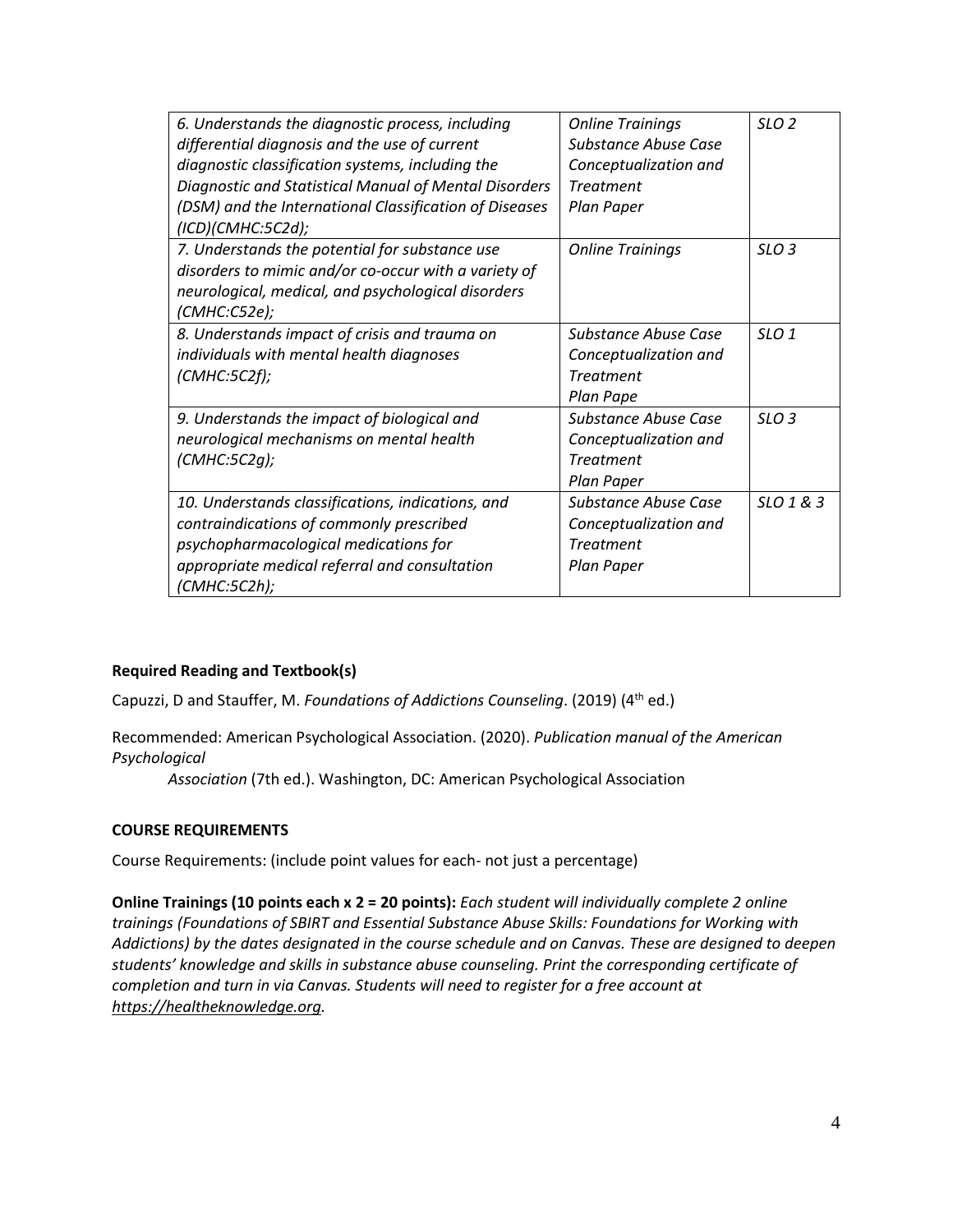| *6. Understands the diagnostic process, including differential diagnosis and the use of current diagnostic classification systems, including the Diagnostic and Statistical Manual of Mental Disorders (DSM) and the International Classification of Diseases (ICD)(CMHC:5C2d);* | *Online Trainings Substance Abuse Case Conceptualization and Treatment Plan Paper* | *SLO 2* |
|---|---|---|
| *7. Understands the potential for substance use disorders to mimic and/or co-occur with a variety of neurological, medical, and psychological disorders (CMHC:C52e);* | *Online Trainings* | *SLO 3* |
| *8. Understands impact of crisis and trauma on individuals with mental health diagnoses (CMHC:5C2f);* | *Substance Abuse Case Conceptualization and Treatment Plan Pape* | *SLO 1* |
| *9. Understands the impact of biological and neurological mechanisms on mental health (CMHC:5C2g);* | *Substance Abuse Case Conceptualization and Treatment Plan Paper* | *SLO 3* |
| *10. Understands classifications, indications, and contraindications of commonly prescribed psychopharmacological medications for appropriate medical referral and consultation (CMHC:5C2h);* | *Substance Abuse Case Conceptualization and Treatment Plan Paper* | *SLO 1 & 3* |

**Required Reading and Textbook(s)**

Capuzzi, D and Stauffer, M. *Foundations of Addictions Counseling*. (2019) (4th ed.)

Recommended: American Psychological Association. (2020). *Publication manual of the American Psychological Association* (7th ed.). Washington, DC: American Psychological Association

**COURSE REQUIREMENTS**

Course Requirements: (include point values for each- not just a percentage)

**Online Trainings (10 points each x 2 = 20 points):** *Each student will individually complete 2 online trainings (Foundations of SBIRT and Essential Substance Abuse Skills: Foundations for Working with Addictions) by the dates designated in the course schedule and on Canvas. These are designed to deepen students' knowledge and skills in substance abuse counseling. Print the corresponding certificate of completion and turn in via Canvas. Students will need to register for a free account at https://healtheknowledge.org.*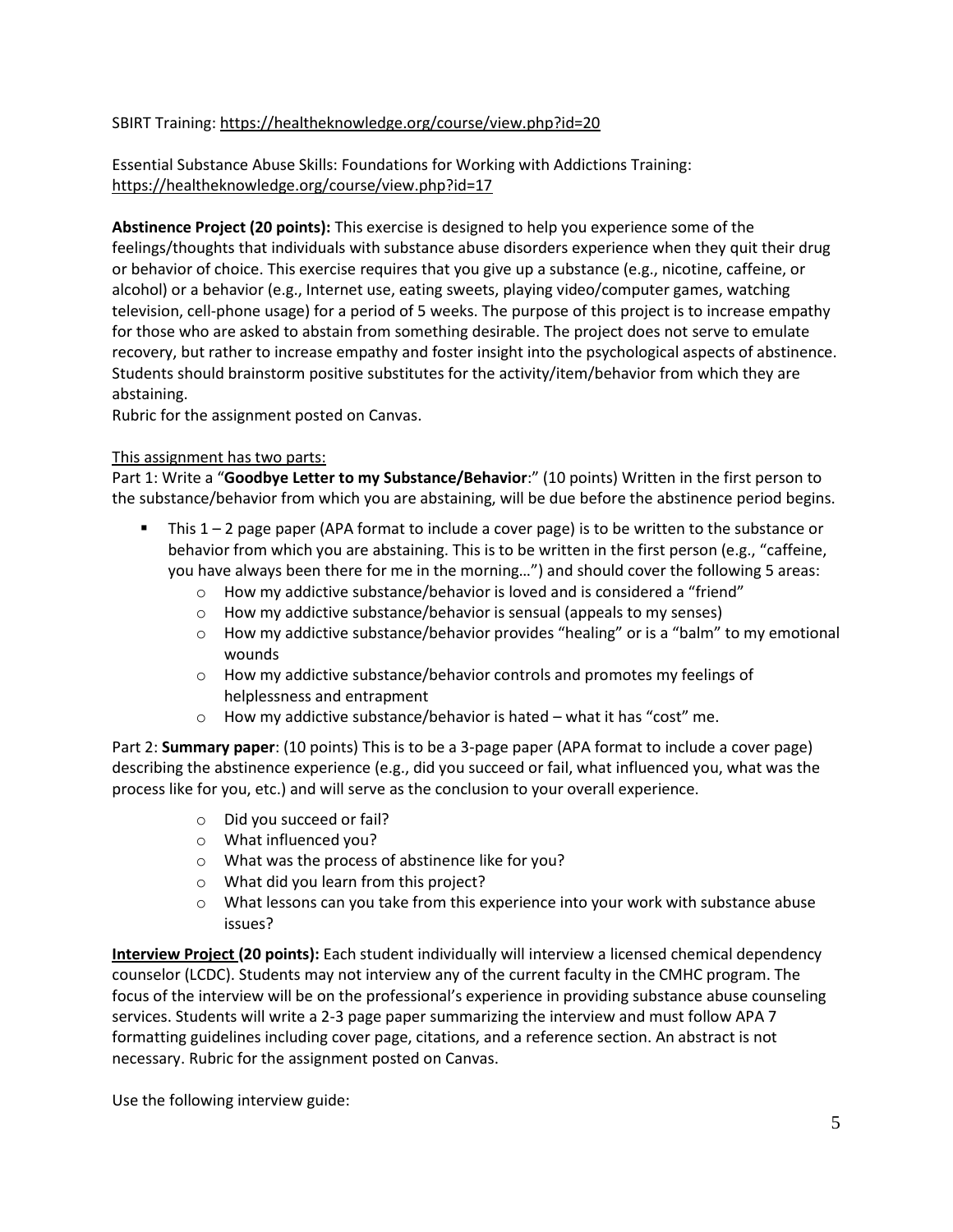SBIRT Training: https://healtheknowledge.org/course/view.php?id=20

Essential Substance Abuse Skills: Foundations for Working with Addictions Training: https://healtheknowledge.org/course/view.php?id=17

**Abstinence Project (20 points):** This exercise is designed to help you experience some of the feelings/thoughts that individuals with substance abuse disorders experience when they quit their drug or behavior of choice. This exercise requires that you give up a substance (e.g., nicotine, caffeine, or alcohol) or a behavior (e.g., Internet use, eating sweets, playing video/computer games, watching television, cell-phone usage) for a period of 5 weeks. The purpose of this project is to increase empathy for those who are asked to abstain from something desirable. The project does not serve to emulate recovery, but rather to increase empathy and foster insight into the psychological aspects of abstinence. Students should brainstorm positive substitutes for the activity/item/behavior from which they are abstaining.
Rubric for the assignment posted on Canvas.

<u>This assignment has two parts:</u>
Part 1: Write a "**Goodbye Letter to my Substance/Behavior**:" (10 points) Written in the first person to the substance/behavior from which you are abstaining, will be due before the abstinence period begins.

- This 1 – 2 page paper (APA format to include a cover page) is to be written to the substance or behavior from which you are abstaining. This is to be written in the first person (e.g., "caffeine, you have always been there for me in the morning…") and should cover the following 5 areas:
    - How my addictive substance/behavior is loved and is considered a "friend"
    - How my addictive substance/behavior is sensual (appeals to my senses)
    - How my addictive substance/behavior provides "healing" or is a "balm" to my emotional wounds
    - How my addictive substance/behavior controls and promotes my feelings of helplessness and entrapment
    - How my addictive substance/behavior is hated – what it has "cost" me.

Part 2: **Summary paper**: (10 points) This is to be a 3-page paper (APA format to include a cover page) describing the abstinence experience (e.g., did you succeed or fail, what influenced you, what was the process like for you, etc.) and will serve as the conclusion to your overall experience.

- Did you succeed or fail?
- What influenced you?
- What was the process of abstinence like for you?
- What did you learn from this project?
- What lessons can you take from this experience into your work with substance abuse issues?

**<u>Interview Project</u> (20 points):** Each student individually will interview a licensed chemical dependency counselor (LCDC). Students may not interview any of the current faculty in the CMHC program. The focus of the interview will be on the professional's experience in providing substance abuse counseling services. Students will write a 2-3 page paper summarizing the interview and must follow APA 7 formatting guidelines including cover page, citations, and a reference section. An abstract is not necessary. Rubric for the assignment posted on Canvas.

Use the following interview guide: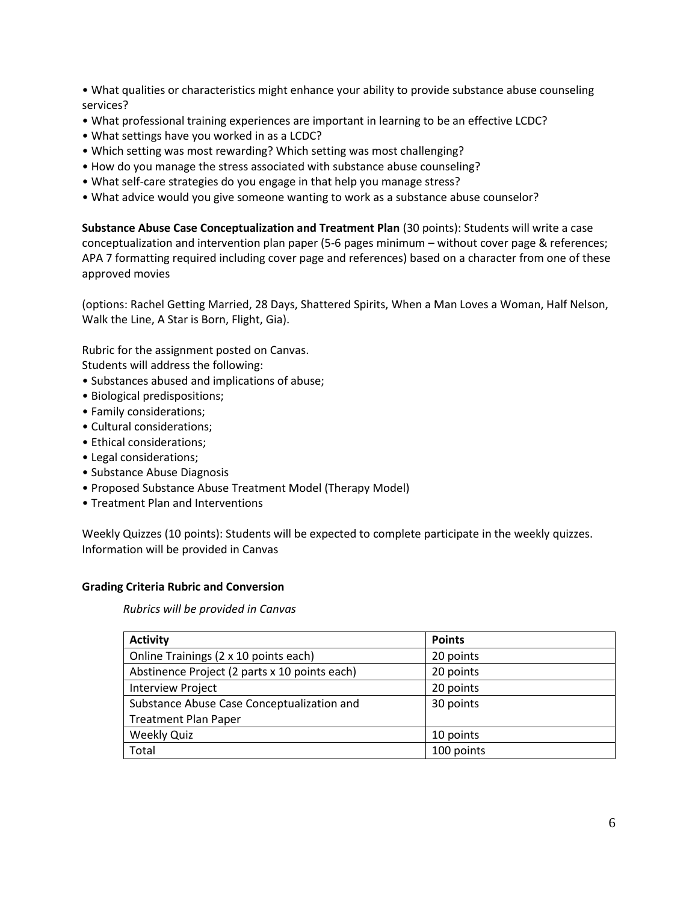- What qualities or characteristics might enhance your ability to provide substance abuse counseling services?
- What professional training experiences are important in learning to be an effective LCDC?
- What settings have you worked in as a LCDC?
- Which setting was most rewarding? Which setting was most challenging?
- How do you manage the stress associated with substance abuse counseling?
- What self-care strategies do you engage in that help you manage stress?
- What advice would you give someone wanting to work as a substance abuse counselor?

**Substance Abuse Case Conceptualization and Treatment Plan** (30 points): Students will write a case conceptualization and intervention plan paper (5-6 pages minimum – without cover page & references; APA 7 formatting required including cover page and references) based on a character from one of these approved movies

(options: Rachel Getting Married, 28 Days, Shattered Spirits, When a Man Loves a Woman, Half Nelson, Walk the Line, A Star is Born, Flight, Gia).

Rubric for the assignment posted on Canvas.
Students will address the following:

- Substances abused and implications of abuse;
- Biological predispositions;
- Family considerations;
- Cultural considerations;
- Ethical considerations;
- Legal considerations;
- Substance Abuse Diagnosis
- Proposed Substance Abuse Treatment Model (Therapy Model)
- Treatment Plan and Interventions

Weekly Quizzes (10 points): Students will be expected to complete participate in the weekly quizzes. Information will be provided in Canvas

**Grading Criteria Rubric and Conversion**

*Rubrics will be provided in Canvas*

| **Activity** | **Points** |
| --- | --- |
| Online Trainings (2 x 10 points each) | 20 points |
| Abstinence Project (2 parts x 10 points each) | 20 points |
| Interview Project | 20 points |
| Substance Abuse Case Conceptualization and Treatment Plan Paper | 30 points |
| Weekly Quiz | 10 points |
| Total | 100 points |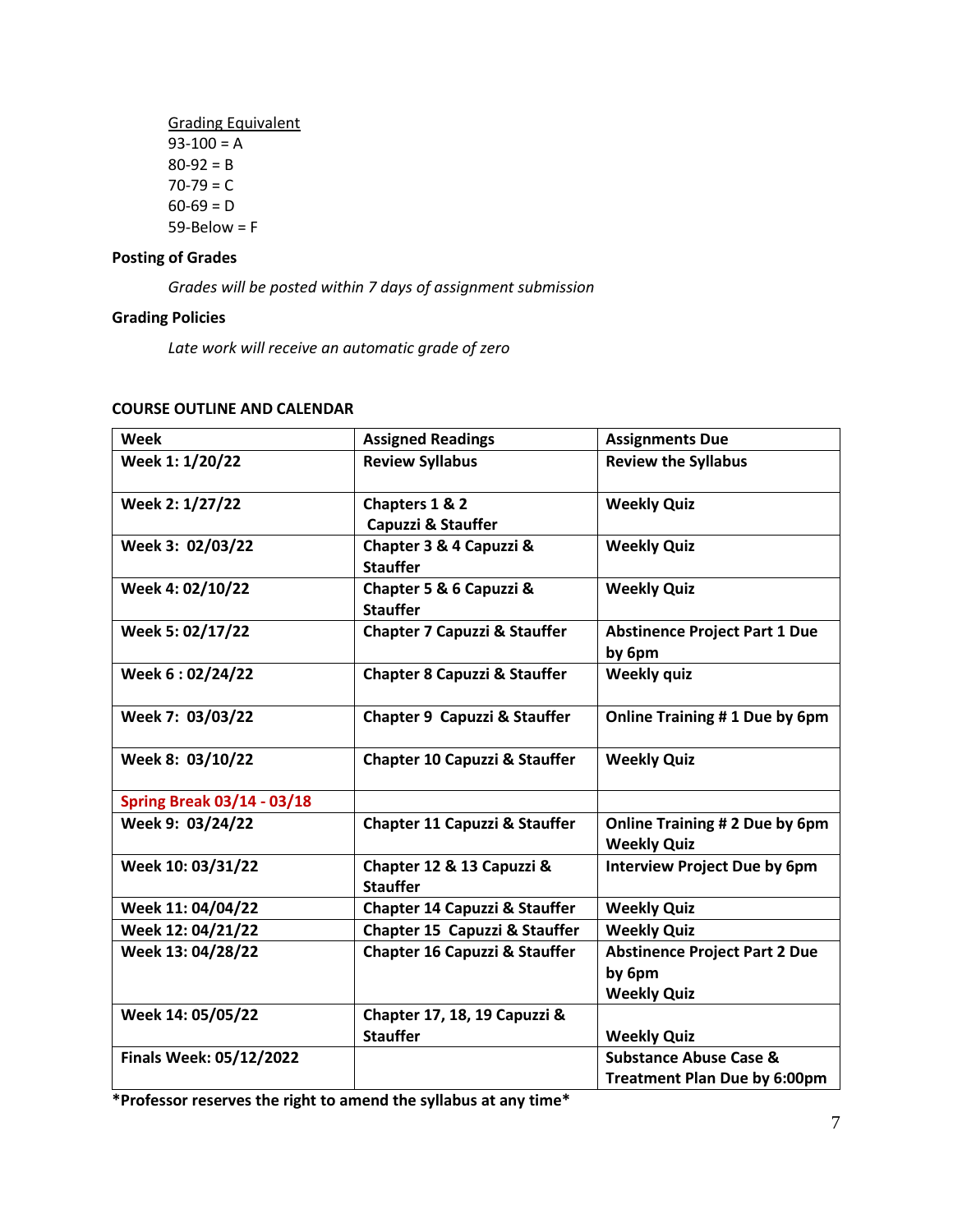Grading Equivalent
93-100 = A
80-92 = B
70-79 = C
60-69 = D
59-Below = F

**Posting of Grades**

*Grades will be posted within 7 days of assignment submission*

**Grading Policies**

*Late work will receive an automatic grade of zero*

**COURSE OUTLINE AND CALENDAR**

| Week | Assigned Readings | Assignments Due |
|---|---|---|
| **Week 1: 1/20/22** | **Review Syllabus** | **Review the Syllabus** |
| **Week 2: 1/27/22** | **Chapters 1 & 2 Capuzzi & Stauffer** | **Weekly Quiz** |
| **Week 3: 02/03/22** | **Chapter 3 & 4 Capuzzi & Stauffer** | **Weekly Quiz** |
| **Week 4: 02/10/22** | **Chapter 5 & 6 Capuzzi & Stauffer** | **Weekly Quiz** |
| **Week 5: 02/17/22** | **Chapter 7 Capuzzi & Stauffer** | **Abstinence Project Part 1 Due by 6pm** |
| **Week 6 : 02/24/22** | **Chapter 8 Capuzzi & Stauffer** | **Weekly quiz** |
| **Week 7: 03/03/22** | **Chapter 9 Capuzzi & Stauffer** | **Online Training # 1 Due by 6pm** |
| **Week 8: 03/10/22** | **Chapter 10 Capuzzi & Stauffer** | **Weekly Quiz** |
| **Spring Break 03/14 - 03/18** | | |
| **Week 9: 03/24/22** | **Chapter 11 Capuzzi & Stauffer** | **Online Training # 2 Due by 6pm Weekly Quiz** |
| **Week 10: 03/31/22** | **Chapter 12 & 13 Capuzzi & Stauffer** | **Interview Project Due by 6pm** |
| **Week 11: 04/04/22** | **Chapter 14 Capuzzi & Stauffer** | **Weekly Quiz** |
| **Week 12: 04/21/22** | **Chapter 15 Capuzzi & Stauffer** | **Weekly Quiz** |
| **Week 13: 04/28/22** | **Chapter 16 Capuzzi & Stauffer** | **Abstinence Project Part 2 Due by 6pm Weekly Quiz** |
| **Week 14: 05/05/22** | **Chapter 17, 18, 19 Capuzzi & Stauffer** | **Weekly Quiz** |
| **Finals Week: 05/12/2022** | | **Substance Abuse Case & Treatment Plan Due by 6:00pm** |

**\*Professor reserves the right to amend the syllabus at any time\***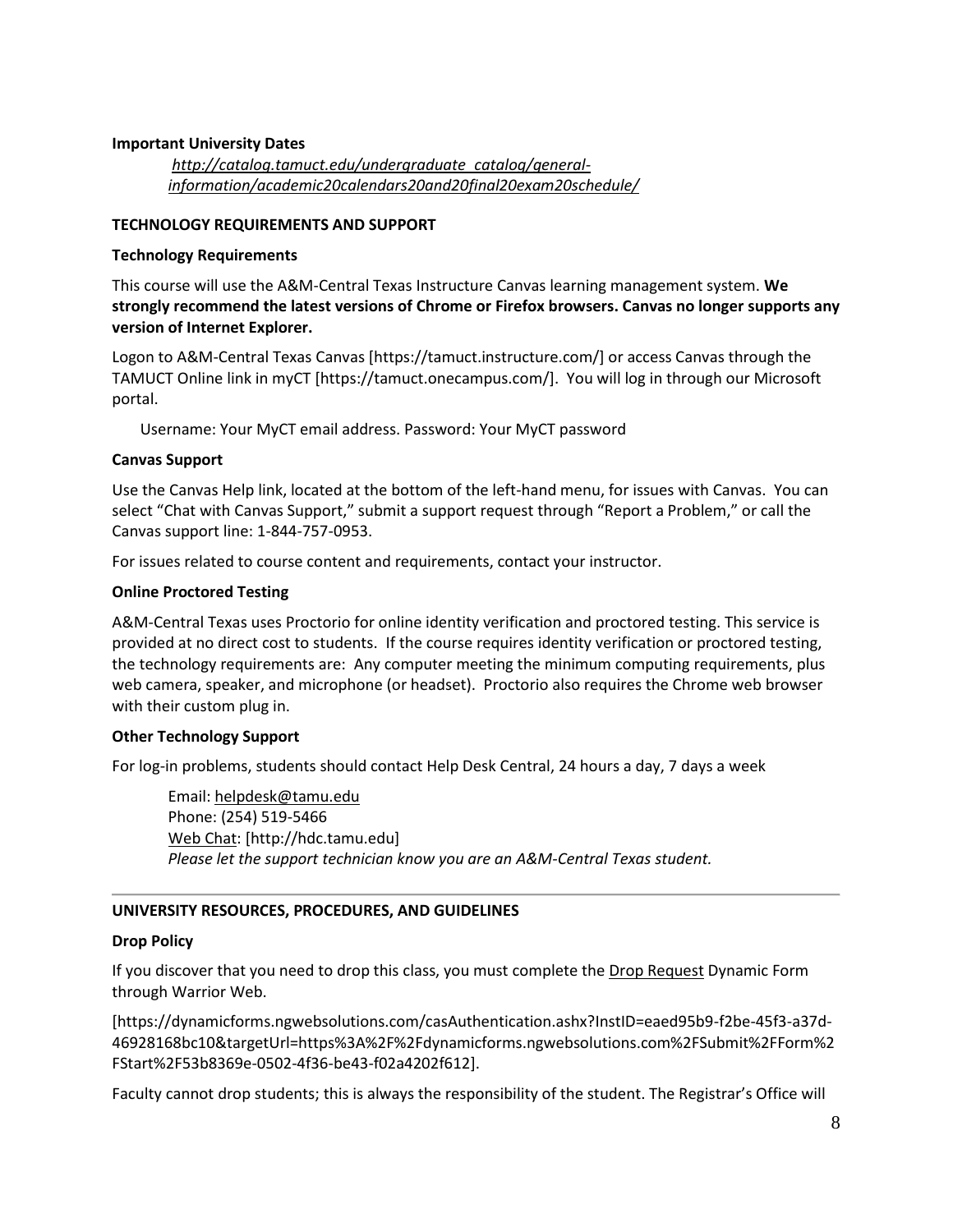**Important University Dates**

*http://catalog.tamuct.edu/undergraduate_catalog/general-information/academic20calendars20and20final20exam20schedule/*

**TECHNOLOGY REQUIREMENTS AND SUPPORT**

**Technology Requirements**

This course will use the A&M-Central Texas Instructure Canvas learning management system. **We strongly recommend the latest versions of Chrome or Firefox browsers. Canvas no longer supports any version of Internet Explorer.**

Logon to A&M-Central Texas Canvas [https://tamuct.instructure.com/] or access Canvas through the TAMUCT Online link in myCT [https://tamuct.onecampus.com/]. You will log in through our Microsoft portal.

Username: Your MyCT email address. Password: Your MyCT password

**Canvas Support**

Use the Canvas Help link, located at the bottom of the left-hand menu, for issues with Canvas. You can select "Chat with Canvas Support," submit a support request through "Report a Problem," or call the Canvas support line: 1-844-757-0953.

For issues related to course content and requirements, contact your instructor.

**Online Proctored Testing**

A&M-Central Texas uses Proctorio for online identity verification and proctored testing. This service is provided at no direct cost to students. If the course requires identity verification or proctored testing, the technology requirements are: Any computer meeting the minimum computing requirements, plus web camera, speaker, and microphone (or headset). Proctorio also requires the Chrome web browser with their custom plug in.

**Other Technology Support**

For log-in problems, students should contact Help Desk Central, 24 hours a day, 7 days a week

Email: helpdesk@tamu.edu
Phone: (254) 519-5466
Web Chat: [http://hdc.tamu.edu]
*Please let the support technician know you are an A&M-Central Texas student.*

---

**UNIVERSITY RESOURCES, PROCEDURES, AND GUIDELINES**

**Drop Policy**

If you discover that you need to drop this class, you must complete the Drop Request Dynamic Form through Warrior Web.

[https://dynamicforms.ngwebsolutions.com/casAuthentication.ashx?InstID=eaed95b9-f2be-45f3-a37d-46928168bc10&targetUrl=https%3A%2F%2Fdynamicforms.ngwebsolutions.com%2FSubmit%2FForm%2FStart%2F53b8369e-0502-4f36-be43-f02a4202f612].

Faculty cannot drop students; this is always the responsibility of the student. The Registrar's Office will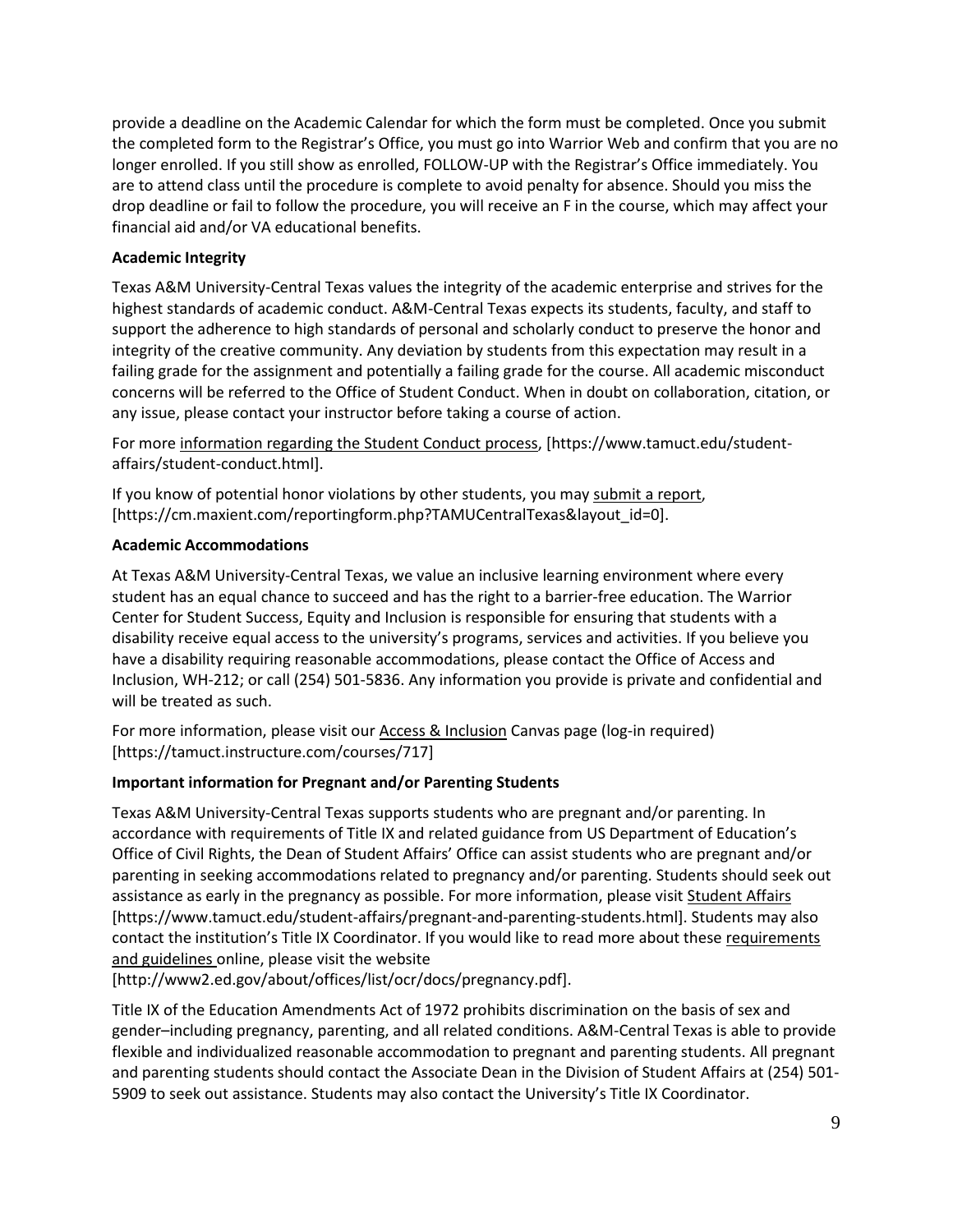provide a deadline on the Academic Calendar for which the form must be completed. Once you submit the completed form to the Registrar's Office, you must go into Warrior Web and confirm that you are no longer enrolled. If you still show as enrolled, FOLLOW-UP with the Registrar's Office immediately. You are to attend class until the procedure is complete to avoid penalty for absence. Should you miss the drop deadline or fail to follow the procedure, you will receive an F in the course, which may affect your financial aid and/or VA educational benefits.

**Academic Integrity**

Texas A&M University-Central Texas values the integrity of the academic enterprise and strives for the highest standards of academic conduct. A&M-Central Texas expects its students, faculty, and staff to support the adherence to high standards of personal and scholarly conduct to preserve the honor and integrity of the creative community. Any deviation by students from this expectation may result in a failing grade for the assignment and potentially a failing grade for the course. All academic misconduct concerns will be referred to the Office of Student Conduct. When in doubt on collaboration, citation, or any issue, please contact your instructor before taking a course of action.

For more information regarding the Student Conduct process, [https://www.tamuct.edu/student-affairs/student-conduct.html].

If you know of potential honor violations by other students, you may submit a report, [https://cm.maxient.com/reportingform.php?TAMUCentralTexas&layout_id=0].

**Academic Accommodations**

At Texas A&M University-Central Texas, we value an inclusive learning environment where every student has an equal chance to succeed and has the right to a barrier-free education. The Warrior Center for Student Success, Equity and Inclusion is responsible for ensuring that students with a disability receive equal access to the university's programs, services and activities. If you believe you have a disability requiring reasonable accommodations, please contact the Office of Access and Inclusion, WH-212; or call (254) 501-5836. Any information you provide is private and confidential and will be treated as such.

For more information, please visit our Access & Inclusion Canvas page (log-in required) [https://tamuct.instructure.com/courses/717]

**Important information for Pregnant and/or Parenting Students**

Texas A&M University-Central Texas supports students who are pregnant and/or parenting. In accordance with requirements of Title IX and related guidance from US Department of Education's Office of Civil Rights, the Dean of Student Affairs' Office can assist students who are pregnant and/or parenting in seeking accommodations related to pregnancy and/or parenting. Students should seek out assistance as early in the pregnancy as possible. For more information, please visit Student Affairs [https://www.tamuct.edu/student-affairs/pregnant-and-parenting-students.html]. Students may also contact the institution's Title IX Coordinator. If you would like to read more about these requirements and guidelines online, please visit the website [http://www2.ed.gov/about/offices/list/ocr/docs/pregnancy.pdf].

Title IX of the Education Amendments Act of 1972 prohibits discrimination on the basis of sex and gender–including pregnancy, parenting, and all related conditions. A&M-Central Texas is able to provide flexible and individualized reasonable accommodation to pregnant and parenting students. All pregnant and parenting students should contact the Associate Dean in the Division of Student Affairs at (254) 501-5909 to seek out assistance. Students may also contact the University's Title IX Coordinator.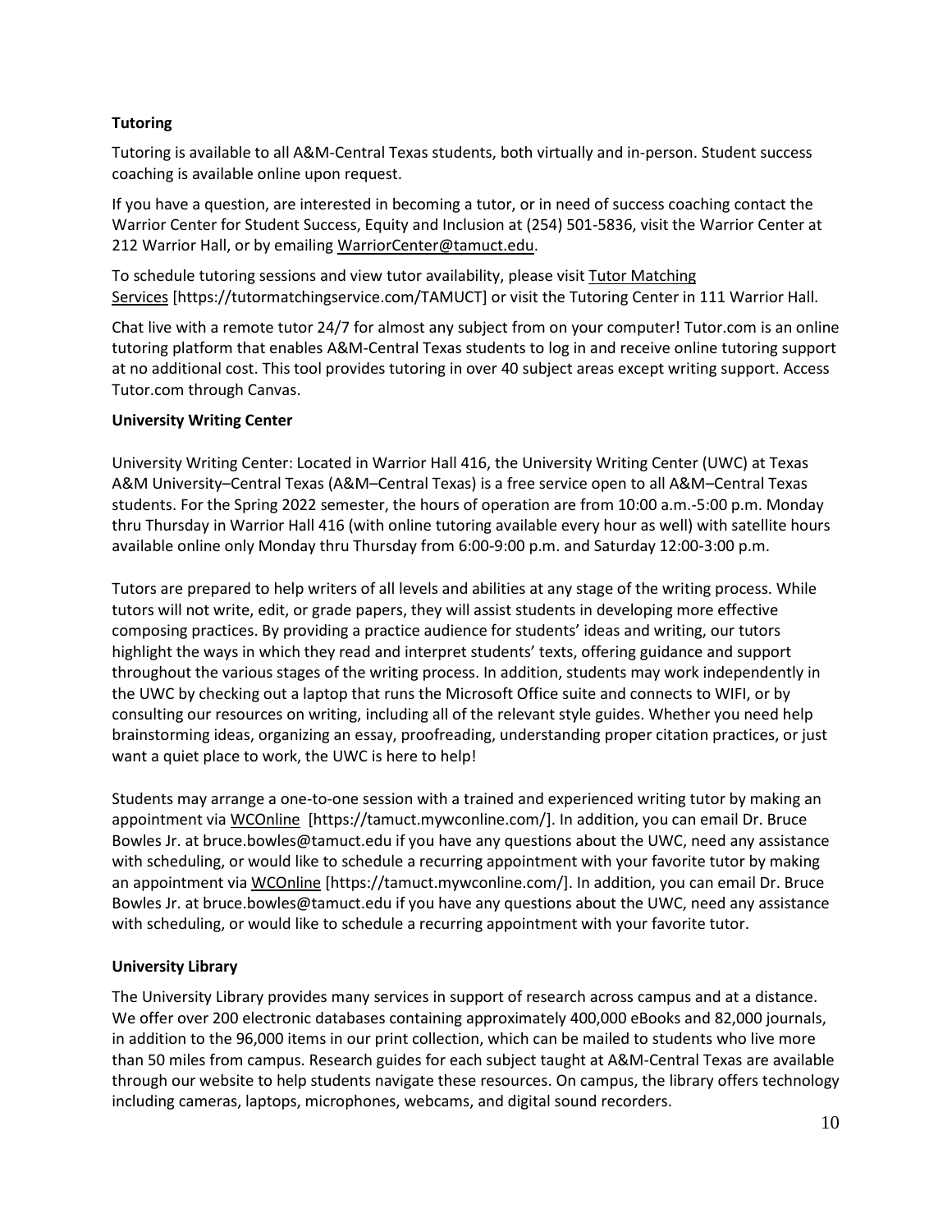**Tutoring**

Tutoring is available to all A&M-Central Texas students, both virtually and in-person. Student success coaching is available online upon request.

If you have a question, are interested in becoming a tutor, or in need of success coaching contact the Warrior Center for Student Success, Equity and Inclusion at (254) 501-5836, visit the Warrior Center at 212 Warrior Hall, or by emailing WarriorCenter@tamuct.edu.

To schedule tutoring sessions and view tutor availability, please visit Tutor Matching Services [https://tutormatchingservice.com/TAMUCT] or visit the Tutoring Center in 111 Warrior Hall.

Chat live with a remote tutor 24/7 for almost any subject from on your computer! Tutor.com is an online tutoring platform that enables A&M-Central Texas students to log in and receive online tutoring support at no additional cost. This tool provides tutoring in over 40 subject areas except writing support. Access Tutor.com through Canvas.

**University Writing Center**

University Writing Center: Located in Warrior Hall 416, the University Writing Center (UWC) at Texas A&M University–Central Texas (A&M–Central Texas) is a free service open to all A&M–Central Texas students. For the Spring 2022 semester, the hours of operation are from 10:00 a.m.-5:00 p.m. Monday thru Thursday in Warrior Hall 416 (with online tutoring available every hour as well) with satellite hours available online only Monday thru Thursday from 6:00-9:00 p.m. and Saturday 12:00-3:00 p.m.

Tutors are prepared to help writers of all levels and abilities at any stage of the writing process. While tutors will not write, edit, or grade papers, they will assist students in developing more effective composing practices. By providing a practice audience for students' ideas and writing, our tutors highlight the ways in which they read and interpret students' texts, offering guidance and support throughout the various stages of the writing process. In addition, students may work independently in the UWC by checking out a laptop that runs the Microsoft Office suite and connects to WIFI, or by consulting our resources on writing, including all of the relevant style guides. Whether you need help brainstorming ideas, organizing an essay, proofreading, understanding proper citation practices, or just want a quiet place to work, the UWC is here to help!

Students may arrange a one-to-one session with a trained and experienced writing tutor by making an appointment via WCOnline [https://tamuct.mywconline.com/]. In addition, you can email Dr. Bruce Bowles Jr. at bruce.bowles@tamuct.edu if you have any questions about the UWC, need any assistance with scheduling, or would like to schedule a recurring appointment with your favorite tutor by making an appointment via WCOnline [https://tamuct.mywconline.com/]. In addition, you can email Dr. Bruce Bowles Jr. at bruce.bowles@tamuct.edu if you have any questions about the UWC, need any assistance with scheduling, or would like to schedule a recurring appointment with your favorite tutor.

**University Library**

The University Library provides many services in support of research across campus and at a distance. We offer over 200 electronic databases containing approximately 400,000 eBooks and 82,000 journals, in addition to the 96,000 items in our print collection, which can be mailed to students who live more than 50 miles from campus. Research guides for each subject taught at A&M-Central Texas are available through our website to help students navigate these resources. On campus, the library offers technology including cameras, laptops, microphones, webcams, and digital sound recorders.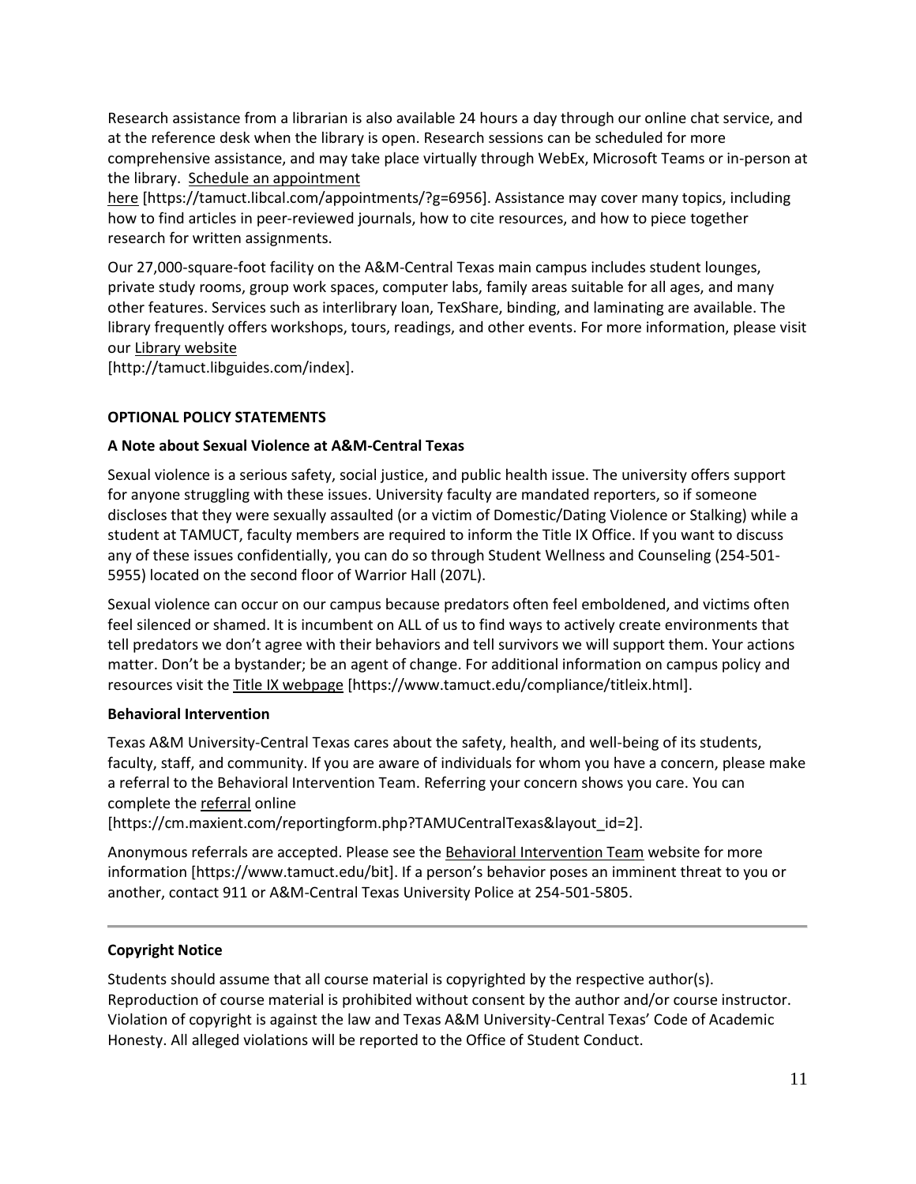Research assistance from a librarian is also available 24 hours a day through our online chat service, and at the reference desk when the library is open. Research sessions can be scheduled for more comprehensive assistance, and may take place virtually through WebEx, Microsoft Teams or in-person at the library. Schedule an appointment here [https://tamuct.libcal.com/appointments/?g=6956]. Assistance may cover many topics, including how to find articles in peer-reviewed journals, how to cite resources, and how to piece together research for written assignments.

Our 27,000-square-foot facility on the A&M-Central Texas main campus includes student lounges, private study rooms, group work spaces, computer labs, family areas suitable for all ages, and many other features. Services such as interlibrary loan, TexShare, binding, and laminating are available. The library frequently offers workshops, tours, readings, and other events. For more information, please visit our Library website [http://tamuct.libguides.com/index].

**OPTIONAL POLICY STATEMENTS**

**A Note about Sexual Violence at A&M-Central Texas**

Sexual violence is a serious safety, social justice, and public health issue. The university offers support for anyone struggling with these issues. University faculty are mandated reporters, so if someone discloses that they were sexually assaulted (or a victim of Domestic/Dating Violence or Stalking) while a student at TAMUCT, faculty members are required to inform the Title IX Office. If you want to discuss any of these issues confidentially, you can do so through Student Wellness and Counseling (254-501-5955) located on the second floor of Warrior Hall (207L).

Sexual violence can occur on our campus because predators often feel emboldened, and victims often feel silenced or shamed. It is incumbent on ALL of us to find ways to actively create environments that tell predators we don't agree with their behaviors and tell survivors we will support them. Your actions matter. Don't be a bystander; be an agent of change. For additional information on campus policy and resources visit the Title IX webpage [https://www.tamuct.edu/compliance/titleix.html].

**Behavioral Intervention**

Texas A&M University-Central Texas cares about the safety, health, and well-being of its students, faculty, staff, and community. If you are aware of individuals for whom you have a concern, please make a referral to the Behavioral Intervention Team. Referring your concern shows you care. You can complete the referral online [https://cm.maxient.com/reportingform.php?TAMUCentralTexas&layout_id=2].

Anonymous referrals are accepted. Please see the Behavioral Intervention Team website for more information [https://www.tamuct.edu/bit]. If a person's behavior poses an imminent threat to you or another, contact 911 or A&M-Central Texas University Police at 254-501-5805.

---

**Copyright Notice**

Students should assume that all course material is copyrighted by the respective author(s). Reproduction of course material is prohibited without consent by the author and/or course instructor. Violation of copyright is against the law and Texas A&M University-Central Texas' Code of Academic Honesty. All alleged violations will be reported to the Office of Student Conduct.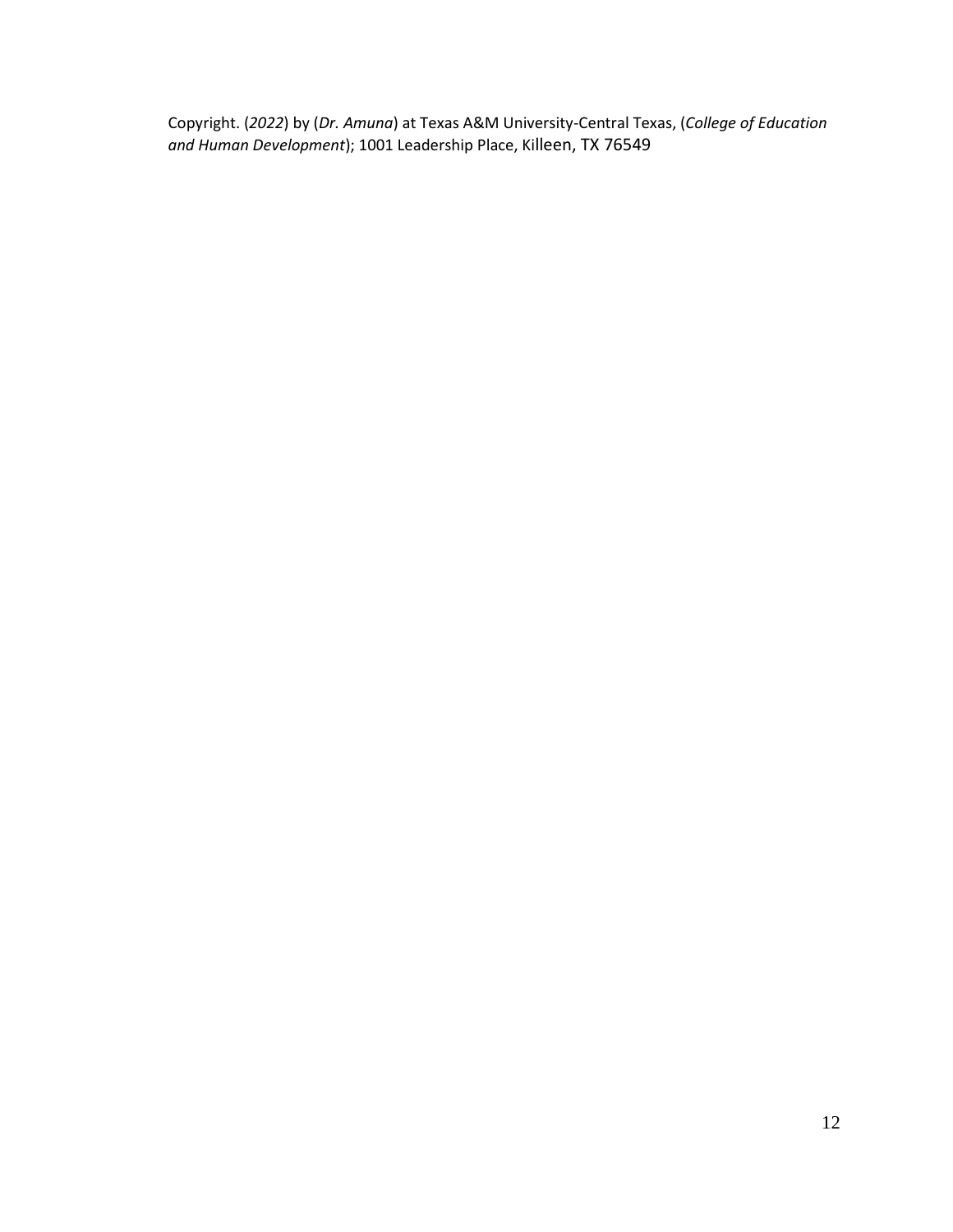Copyright. (*2022*) by (*Dr. Amuna*) at Texas A&M University-Central Texas, (*College of Education and Human Development*); 1001 Leadership Place, Killeen, TX 76549